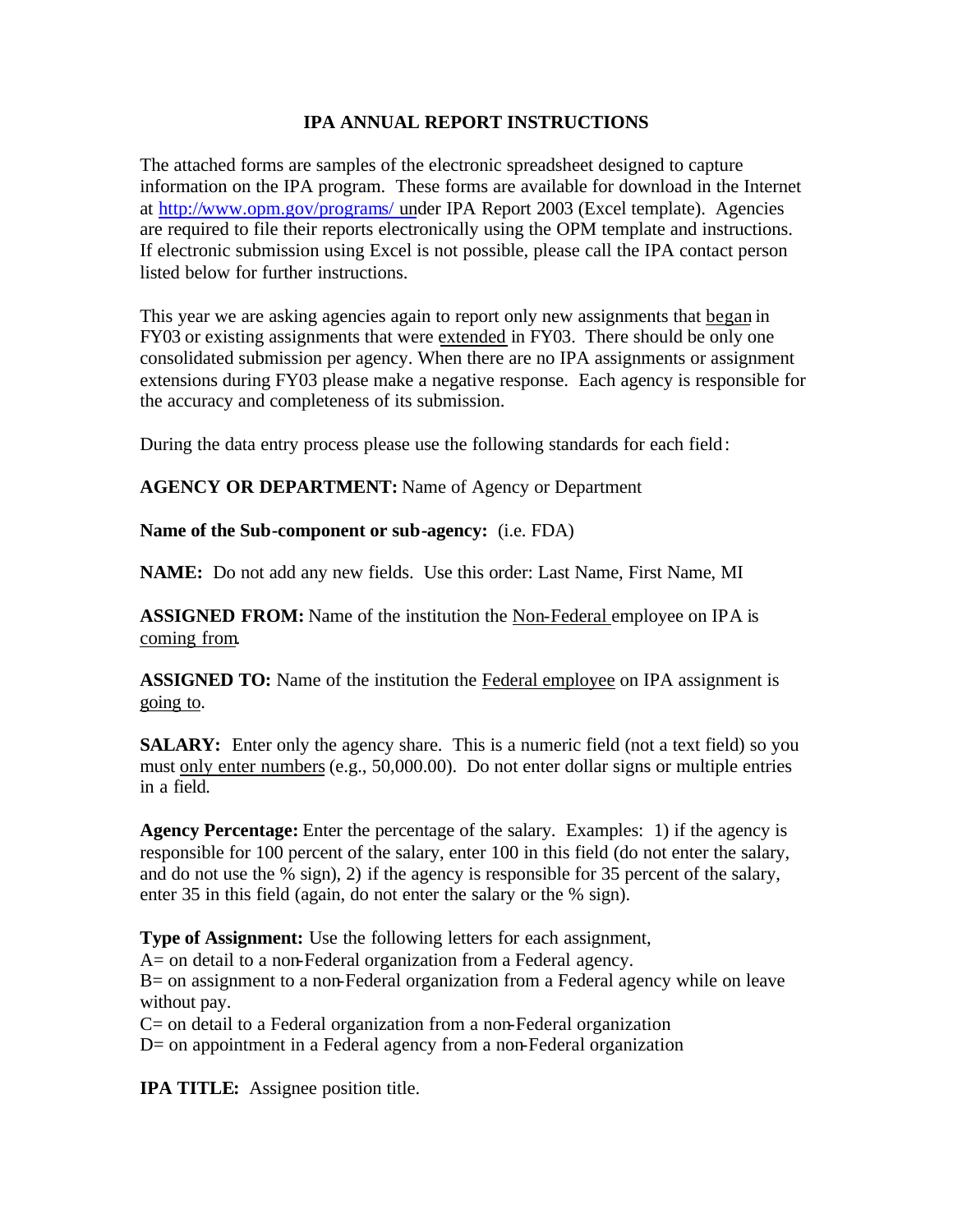# IPA ANNUAL REPORT INSTRUCTIONS

The attached forms are samples of the electronic spreadsheet designed to capture information on the IPA program. These forms are available for download in the Internet at http://www.opm.gov/programs/ under IPA Report 2003 (Excel template). Agencies are required to file their reports electronically using the OPM template and instructions. If electronic submission using Excel is not possible, please call the IPA contact person listed below for further instructions.

This year we are asking agencies again to report only new assignments that began in FY03 or existing assignments that were extended in FY03. There should be only one consolidated submission per agency. When there are no IPA assignments or assignment extensions during FY03 please make a negative response. Each agency is responsible for the accuracy and completeness of its submission.

During the data entry process please use the following standards for each field:

**AGENCY OR DEPARTMENT:** Name of Agency or Department

**Name of the Sub-component or sub-agency:** (i.e. FDA)

**NAME:** Do not add any new fields. Use this order: Last Name, First Name, MI

**ASSIGNED FROM:** Name of the institution the Non-Federal employee on IPA is coming from.

**ASSIGNED TO:** Name of the institution the Federal employee on IPA assignment is going to.

**SALARY:** Enter only the agency share. This is a numeric field (not a text field) so you must only enter numbers (e.g., 50,000.00). Do not enter dollar signs or multiple entries in a field.

**Agency Percentage:** Enter the percentage of the salary. Examples: 1) if the agency is responsible for 100 percent of the salary, enter 100 in this field (do not enter the salary, and do not use the % sign), 2) if the agency is responsible for 35 percent of the salary, enter 35 in this field (again, do not enter the salary or the % sign).

**Type of Assignment:** Use the following letters for each assignment,
A= on detail to a non-Federal organization from a Federal agency.
B= on assignment to a non-Federal organization from a Federal agency while on leave without pay.
C= on detail to a Federal organization from a non-Federal organization
D= on appointment in a Federal agency from a non-Federal organization

**IPA TITLE:** Assignee position title.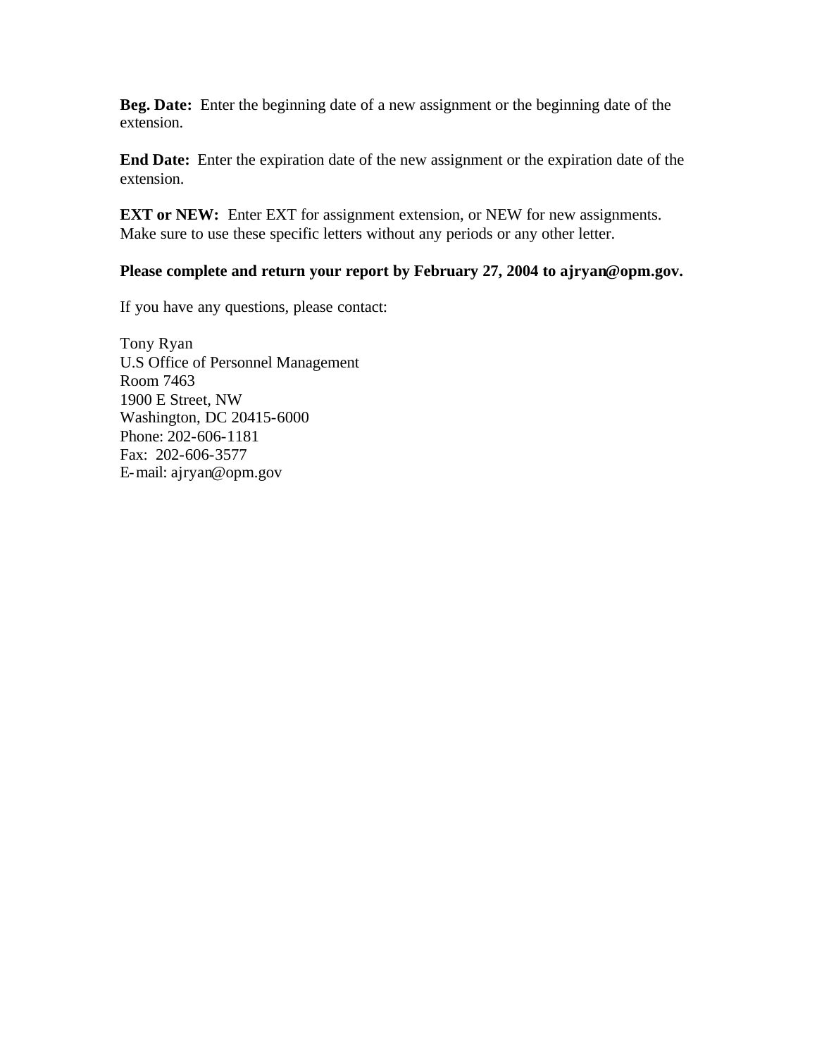**Beg. Date:** Enter the beginning date of a new assignment or the beginning date of the extension.

**End Date:** Enter the expiration date of the new assignment or the expiration date of the extension.

**EXT or NEW:** Enter EXT for assignment extension, or NEW for new assignments. Make sure to use these specific letters without any periods or any other letter.

**Please complete and return your report by February 27, 2004 to ajryan@opm.gov.**

If you have any questions, please contact:

Tony Ryan
U.S Office of Personnel Management
Room 7463
1900 E Street, NW
Washington, DC 20415-6000
Phone: 202-606-1181
Fax: 202-606-3577
E-mail: ajryan@opm.gov